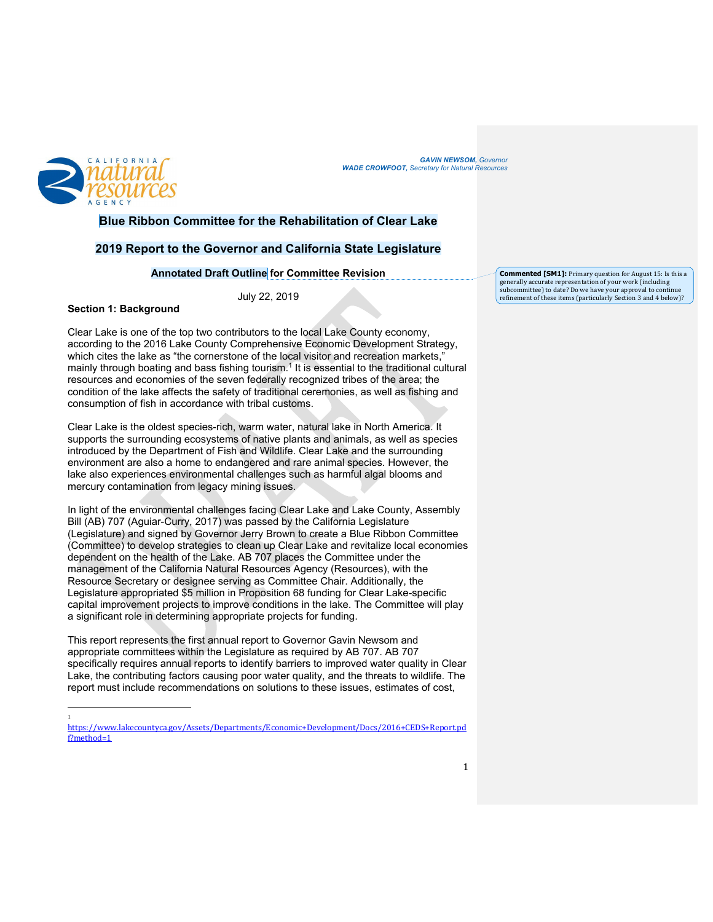GAVIN NEWSOM, Governor
WADE CROWFOOT, Secretary for Natural Resources

# Blue Ribbon Committee for the Rehabilitation of Clear Lake

## 2019 Report to the Governor and California State Legislature

### Annotated Draft Outline for Committee Revision

July 22, 2019

> **Commented [SM1]:** Primary question for August 15: Is this a generally accurate representation of your work (including subcommittee) to date? Do we have your approval to continue refinement of these items (particularly Section 3 and 4 below)?

**Section 1: Background**

Clear Lake is one of the top two contributors to the local Lake County economy, according to the 2016 Lake County Comprehensive Economic Development Strategy, which cites the lake as "the cornerstone of the local visitor and recreation markets," mainly through boating and bass fishing tourism.[1] It is essential to the traditional cultural resources and economies of the seven federally recognized tribes of the area; the condition of the lake affects the safety of traditional ceremonies, as well as fishing and consumption of fish in accordance with tribal customs.

Clear Lake is the oldest species-rich, warm water, natural lake in North America. It supports the surrounding ecosystems of native plants and animals, as well as species introduced by the Department of Fish and Wildlife. Clear Lake and the surrounding environment are also a home to endangered and rare animal species. However, the lake also experiences environmental challenges such as harmful algal blooms and mercury contamination from legacy mining issues.

In light of the environmental challenges facing Clear Lake and Lake County, Assembly Bill (AB) 707 (Aguiar-Curry, 2017) was passed by the California Legislature (Legislature) and signed by Governor Jerry Brown to create a Blue Ribbon Committee (Committee) to develop strategies to clean up Clear Lake and revitalize local economies dependent on the health of the Lake. AB 707 places the Committee under the management of the California Natural Resources Agency (Resources), with the Resource Secretary or designee serving as Committee Chair. Additionally, the Legislature appropriated $5 million in Proposition 68 funding for Clear Lake-specific capital improvement projects to improve conditions in the lake. The Committee will play a significant role in determining appropriate projects for funding.

This report represents the first annual report to Governor Gavin Newsom and appropriate committees within the Legislature as required by AB 707. AB 707 specifically requires annual reports to identify barriers to improved water quality in Clear Lake, the contributing factors causing poor water quality, and the threats to wildlife. The report must include recommendations on solutions to these issues, estimates of cost,

---

[1] https://www.lakecountyca.gov/Assets/Departments/Economic+Development/Docs/2016+CEDS+Report.pdf?method=1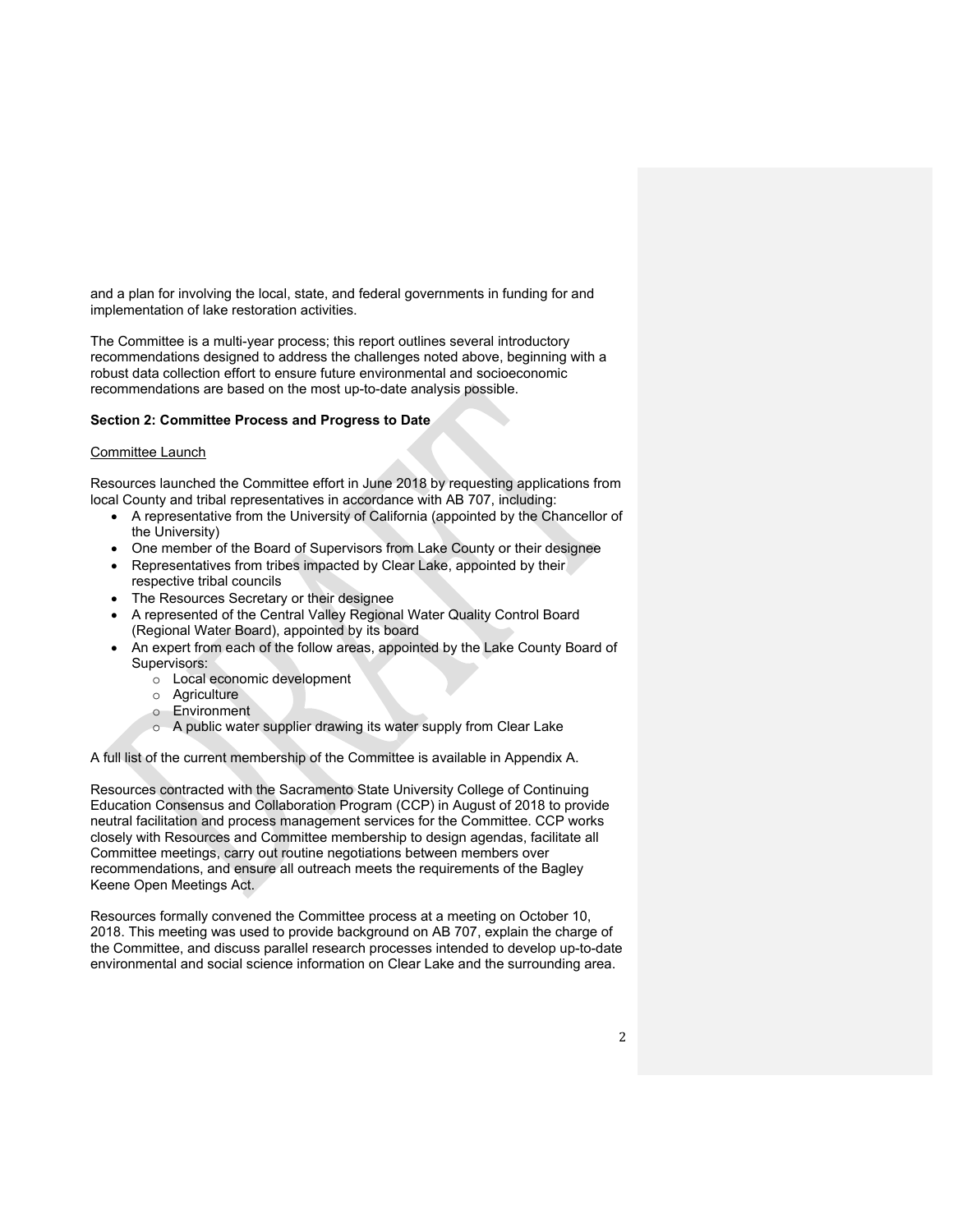and a plan for involving the local, state, and federal governments in funding for and implementation of lake restoration activities.

The Committee is a multi-year process; this report outlines several introductory recommendations designed to address the challenges noted above, beginning with a robust data collection effort to ensure future environmental and socioeconomic recommendations are based on the most up-to-date analysis possible.

**Section 2: Committee Process and Progress to Date**

Committee Launch

Resources launched the Committee effort in June 2018 by requesting applications from local County and tribal representatives in accordance with AB 707, including:

- A representative from the University of California (appointed by the Chancellor of the University)
- One member of the Board of Supervisors from Lake County or their designee
- Representatives from tribes impacted by Clear Lake, appointed by their respective tribal councils
- The Resources Secretary or their designee
- A represented of the Central Valley Regional Water Quality Control Board (Regional Water Board), appointed by its board
- An expert from each of the follow areas, appointed by the Lake County Board of Supervisors:
    - Local economic development
    - Agriculture
    - Environment
    - A public water supplier drawing its water supply from Clear Lake

A full list of the current membership of the Committee is available in Appendix A.

Resources contracted with the Sacramento State University College of Continuing Education Consensus and Collaboration Program (CCP) in August of 2018 to provide neutral facilitation and process management services for the Committee. CCP works closely with Resources and Committee membership to design agendas, facilitate all Committee meetings, carry out routine negotiations between members over recommendations, and ensure all outreach meets the requirements of the Bagley Keene Open Meetings Act.

Resources formally convened the Committee process at a meeting on October 10, 2018. This meeting was used to provide background on AB 707, explain the charge of the Committee, and discuss parallel research processes intended to develop up-to-date environmental and social science information on Clear Lake and the surrounding area.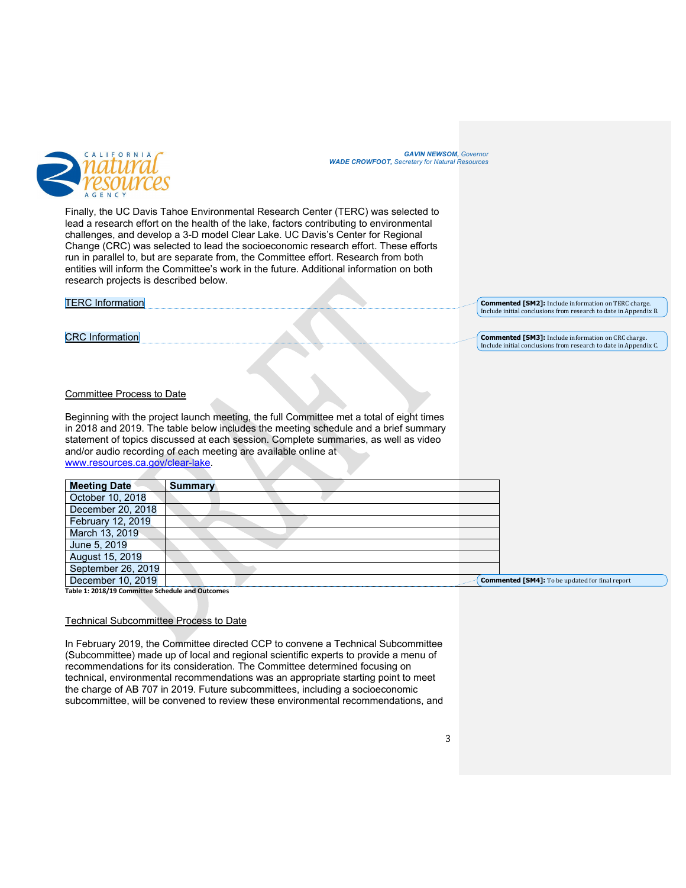Finally, the UC Davis Tahoe Environmental Research Center (TERC) was selected to lead a research effort on the health of the lake, factors contributing to environmental challenges, and develop a 3-D model Clear Lake. UC Davis's Center for Regional Change (CRC) was selected to lead the socioeconomic research effort. These efforts run in parallel to, but are separate from, the Committee effort. Research from both entities will inform the Committee's work in the future. Additional information on both research projects is described below.

TERC Information

> **Commented [SM2]:** Include information on TERC charge. Include initial conclusions from research to date in Appendix B.

CRC Information

> **Commented [SM3]:** Include information on CRC charge. Include initial conclusions from research to date in Appendix C.

Committee Process to Date

Beginning with the project launch meeting, the full Committee met a total of eight times in 2018 and 2019. The table below includes the meeting schedule and a brief summary statement of topics discussed at each session. Complete summaries, as well as video and/or audio recording of each meeting are available online at www.resources.ca.gov/clear-lake.

| Meeting Date | Summary |
|---|---|
| October 10, 2018 | |
| December 20, 2018 | |
| February 12, 2019 | |
| March 13, 2019 | |
| June 5, 2019 | |
| August 15, 2019 | |
| September 26, 2019 | |
| December 10, 2019 | |

> **Commented [SM4]:** To be updated for final report

**Table 1: 2018/19 Committee Schedule and Outcomes**

Technical Subcommittee Process to Date

In February 2019, the Committee directed CCP to convene a Technical Subcommittee (Subcommittee) made up of local and regional scientific experts to provide a menu of recommendations for its consideration. The Committee determined focusing on technical, environmental recommendations was an appropriate starting point to meet the charge of AB 707 in 2019. Future subcommittees, including a socioeconomic subcommittee, will be convened to review these environmental recommendations, and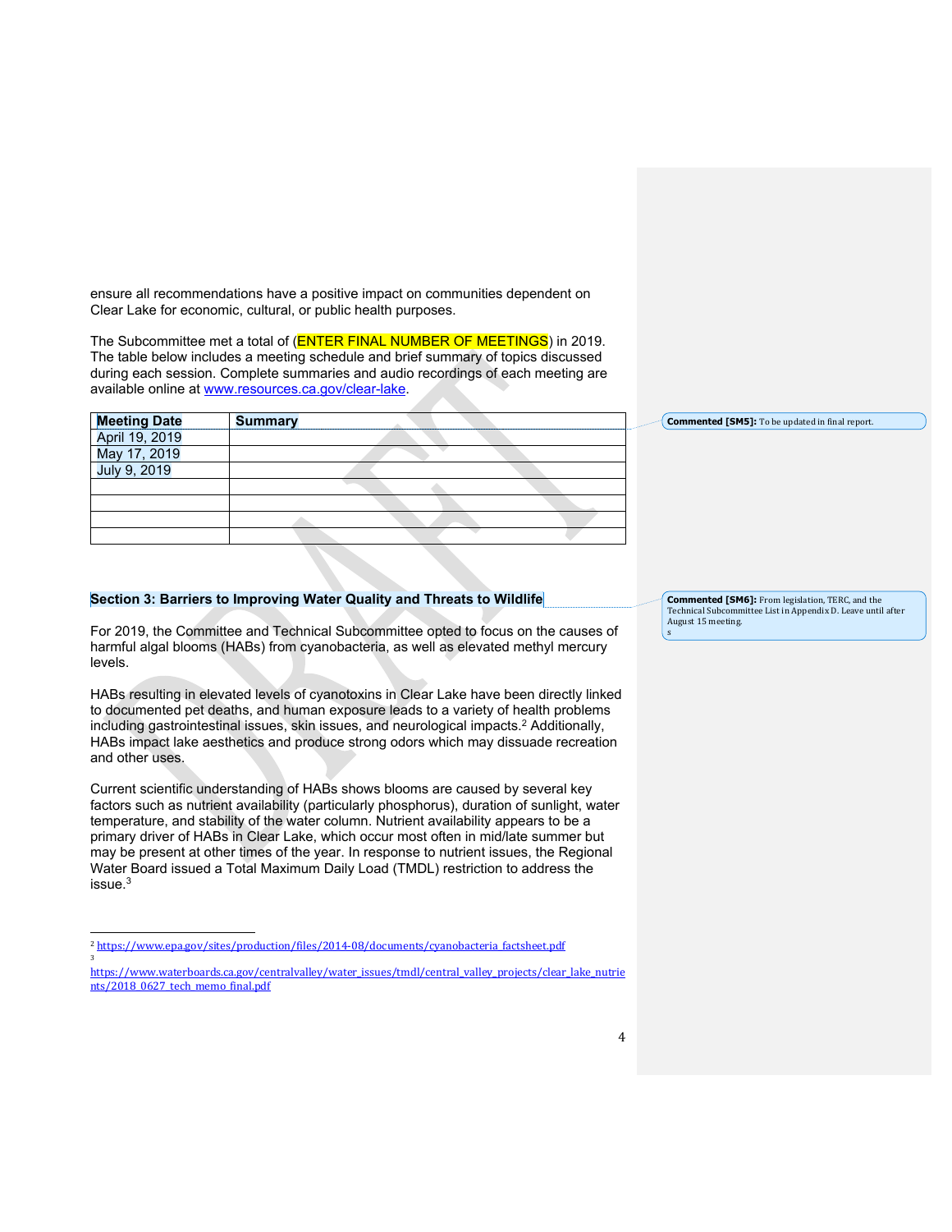ensure all recommendations have a positive impact on communities dependent on Clear Lake for economic, cultural, or public health purposes.

The Subcommittee met a total of (ENTER FINAL NUMBER OF MEETINGS) in 2019. The table below includes a meeting schedule and brief summary of topics discussed during each session. Complete summaries and audio recordings of each meeting are available online at www.resources.ca.gov/clear-lake.

| Meeting Date | Summary |
|---|---|
| April 19, 2019 | |
| May 17, 2019 | |
| July 9, 2019 | |
| | |
| | |
| | |
| | |

**Commented [SM5]:** To be updated in final report.

### Section 3: Barriers to Improving Water Quality and Threats to Wildlife

**Commented [SM6]:** From legislation, TERC, and the Technical Subcommittee List in Appendix D. Leave until after August 15 meeting.
s

For 2019, the Committee and Technical Subcommittee opted to focus on the causes of harmful algal blooms (HABs) from cyanobacteria, as well as elevated methyl mercury levels.

HABs resulting in elevated levels of cyanotoxins in Clear Lake have been directly linked to documented pet deaths, and human exposure leads to a variety of health problems including gastrointestinal issues, skin issues, and neurological impacts.[2] Additionally, HABs impact lake aesthetics and produce strong odors which may dissuade recreation and other uses.

Current scientific understanding of HABs shows blooms are caused by several key factors such as nutrient availability (particularly phosphorus), duration of sunlight, water temperature, and stability of the water column. Nutrient availability appears to be a primary driver of HABs in Clear Lake, which occur most often in mid/late summer but may be present at other times of the year. In response to nutrient issues, the Regional Water Board issued a Total Maximum Daily Load (TMDL) restriction to address the issue.[3]

---

[2] https://www.epa.gov/sites/production/files/2014-08/documents/cyanobacteria_factsheet.pdf

[3] https://www.waterboards.ca.gov/centralvalley/water_issues/tmdl/central_valley_projects/clear_lake_nutrients/2018_0627_tech_memo_final.pdf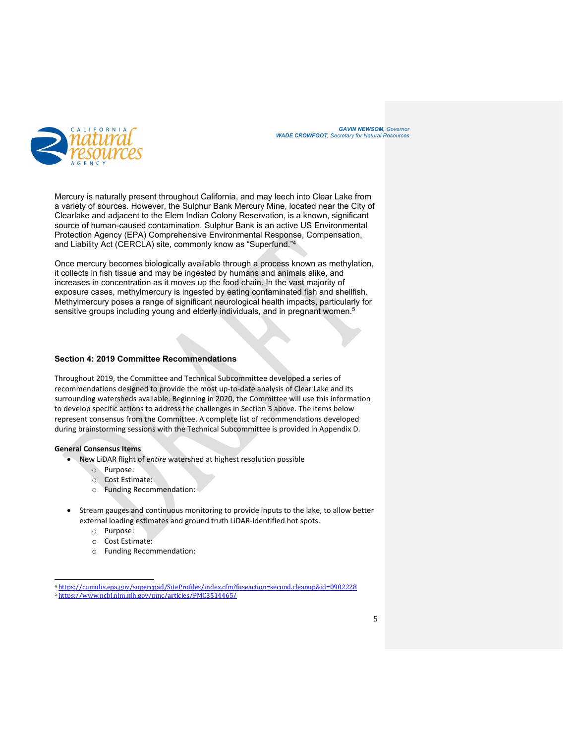Mercury is naturally present throughout California, and may leech into Clear Lake from a variety of sources. However, the Sulphur Bank Mercury Mine, located near the City of Clearlake and adjacent to the Elem Indian Colony Reservation, is a known, significant source of human-caused contamination. Sulphur Bank is an active US Environmental Protection Agency (EPA) Comprehensive Environmental Response, Compensation, and Liability Act (CERCLA) site, commonly know as "Superfund."[4]

Once mercury becomes biologically available through a process known as methylation, it collects in fish tissue and may be ingested by humans and animals alike, and increases in concentration as it moves up the food chain. In the vast majority of exposure cases, methylmercury is ingested by eating contaminated fish and shellfish. Methylmercury poses a range of significant neurological health impacts, particularly for sensitive groups including young and elderly individuals, and in pregnant women.[5]

### Section 4: 2019 Committee Recommendations

Throughout 2019, the Committee and Technical Subcommittee developed a series of recommendations designed to provide the most up-to-date analysis of Clear Lake and its surrounding watersheds available. Beginning in 2020, the Committee will use this information to develop specific actions to address the challenges in Section 3 above. The items below represent consensus from the Committee. A complete list of recommendations developed during brainstorming sessions with the Technical Subcommittee is provided in Appendix D.

**General Consensus Items**

- New LiDAR flight of *entire* watershed at highest resolution possible
  - Purpose:
  - Cost Estimate:
  - Funding Recommendation:

- Stream gauges and continuous monitoring to provide inputs to the lake, to allow better external loading estimates and ground truth LiDAR-identified hot spots.
  - Purpose:
  - Cost Estimate:
  - Funding Recommendation:

---

[4] https://cumulis.epa.gov/supercpad/SiteProfiles/index.cfm?fuseaction=second.cleanup&id=0902228

[5] https://www.ncbi.nlm.nih.gov/pmc/articles/PMC3514465/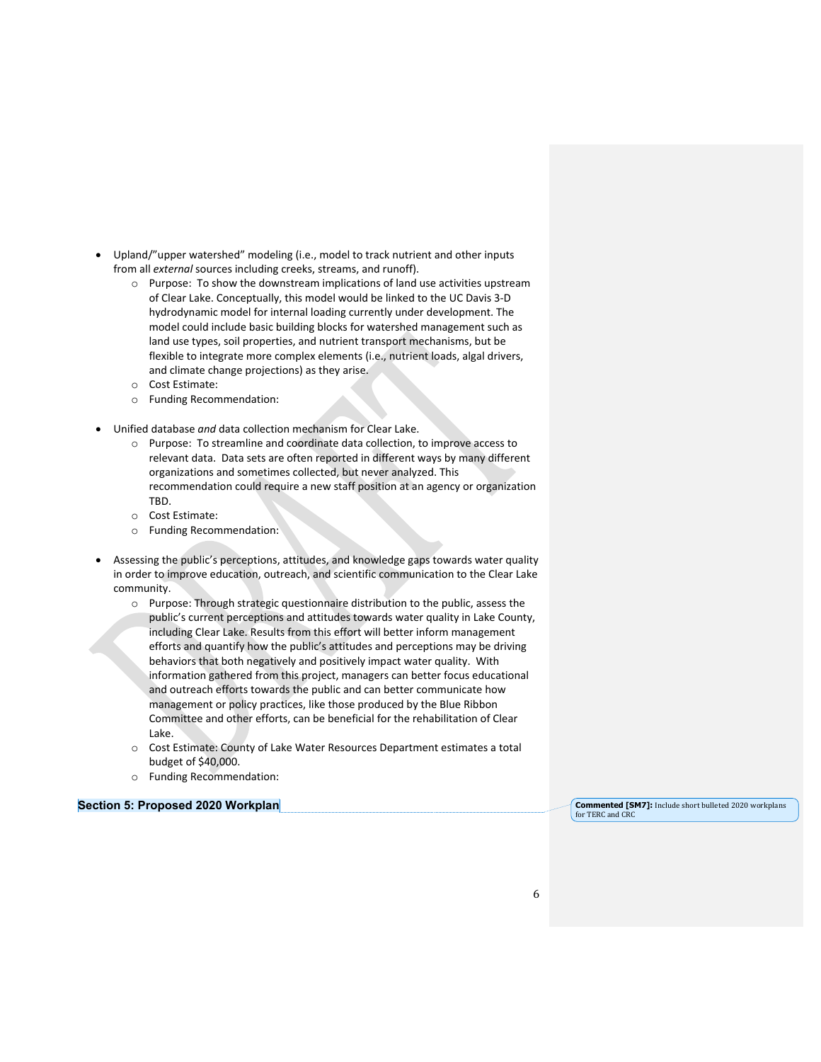- Upland/"upper watershed" modeling (i.e., model to track nutrient and other inputs from all *external* sources including creeks, streams, and runoff).
    - Purpose: To show the downstream implications of land use activities upstream of Clear Lake. Conceptually, this model would be linked to the UC Davis 3-D hydrodynamic model for internal loading currently under development. The model could include basic building blocks for watershed management such as land use types, soil properties, and nutrient transport mechanisms, but be flexible to integrate more complex elements (i.e., nutrient loads, algal drivers, and climate change projections) as they arise.
    - Cost Estimate:
    - Funding Recommendation:

- Unified database *and* data collection mechanism for Clear Lake.
    - Purpose: To streamline and coordinate data collection, to improve access to relevant data. Data sets are often reported in different ways by many different organizations and sometimes collected, but never analyzed. This recommendation could require a new staff position at an agency or organization TBD.
    - Cost Estimate:
    - Funding Recommendation:

- Assessing the public's perceptions, attitudes, and knowledge gaps towards water quality in order to improve education, outreach, and scientific communication to the Clear Lake community.
    - Purpose: Through strategic questionnaire distribution to the public, assess the public's current perceptions and attitudes towards water quality in Lake County, including Clear Lake. Results from this effort will better inform management efforts and quantify how the public's attitudes and perceptions may be driving behaviors that both negatively and positively impact water quality. With information gathered from this project, managers can better focus educational and outreach efforts towards the public and can better communicate how management or policy practices, like those produced by the Blue Ribbon Committee and other efforts, can be beneficial for the rehabilitation of Clear Lake.
    - Cost Estimate: County of Lake Water Resources Department estimates a total budget of $40,000.
    - Funding Recommendation:

## Section 5: Proposed 2020 Workplan

**Commented [SM7]:** Include short bulleted 2020 workplans for TERC and CRC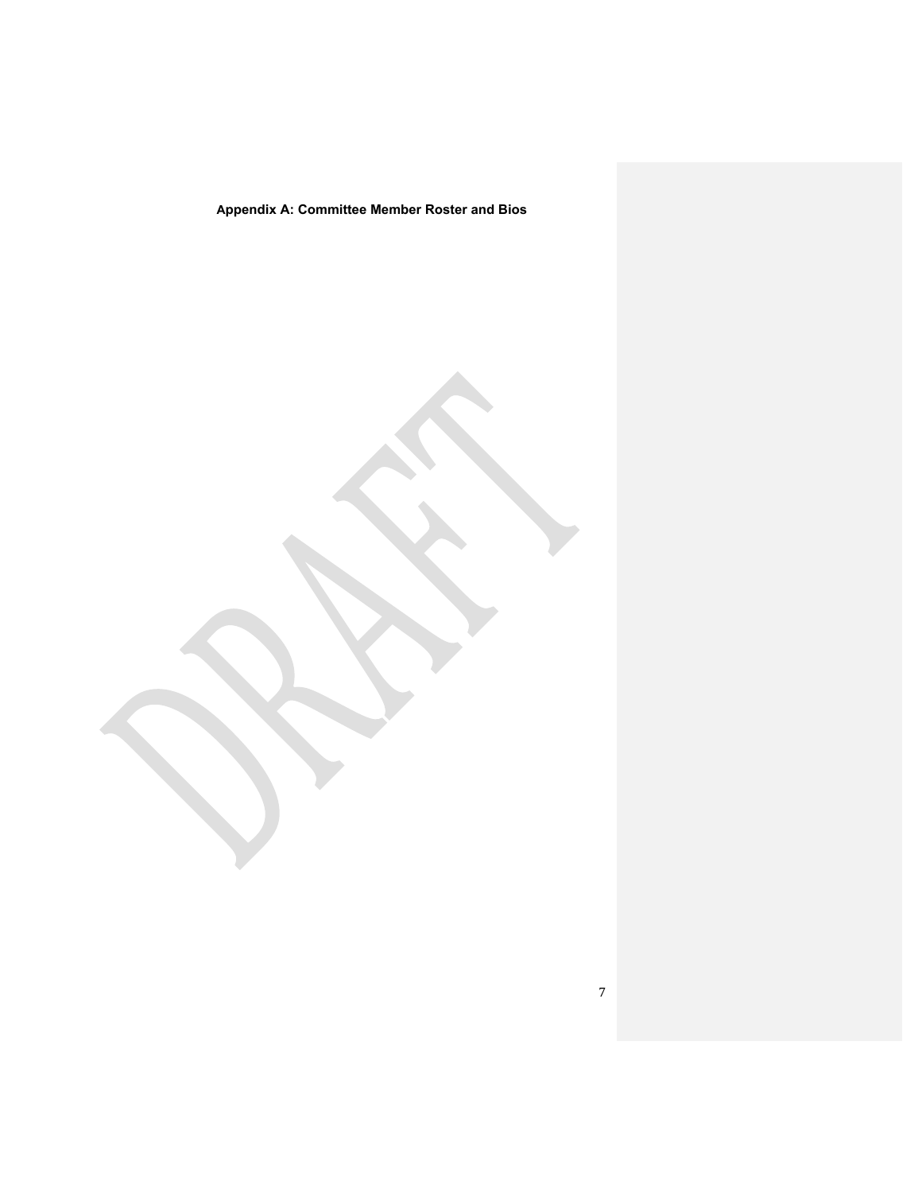**Appendix A: Committee Member Roster and Bios**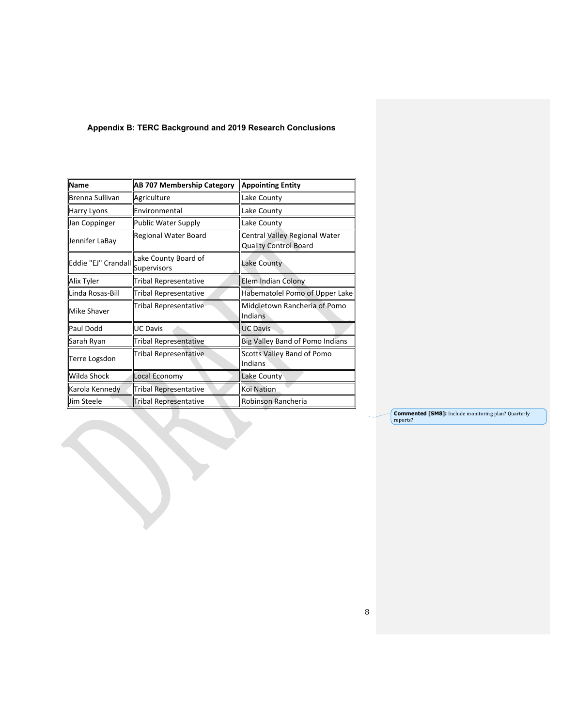**Appendix B: TERC Background and 2019 Research Conclusions**

| Name | AB 707 Membership Category | Appointing Entity |
|---|---|---|
| Brenna Sullivan | Agriculture | Lake County |
| Harry Lyons | Environmental | Lake County |
| Jan Coppinger | Public Water Supply | Lake County |
| Jennifer LaBay | Regional Water Board | Central Valley Regional Water Quality Control Board |
| Eddie "EJ" Crandall | Lake County Board of Supervisors | Lake County |
| Alix Tyler | Tribal Representative | Elem Indian Colony |
| Linda Rosas-Bill | Tribal Representative | Habematolel Pomo of Upper Lake |
| Mike Shaver | Tribal Representative | Middletown Rancheria of Pomo Indians |
| Paul Dodd | UC Davis | UC Davis |
| Sarah Ryan | Tribal Representative | Big Valley Band of Pomo Indians |
| Terre Logsdon | Tribal Representative | Scotts Valley Band of Pomo Indians |
| Wilda Shock | Local Economy | Lake County |
| Karola Kennedy | Tribal Representative | Koi Nation |
| Jim Steele | Tribal Representative | Robinson Rancheria |

**Commented [SM8]:** Include monitoring plan? Quarterly reports?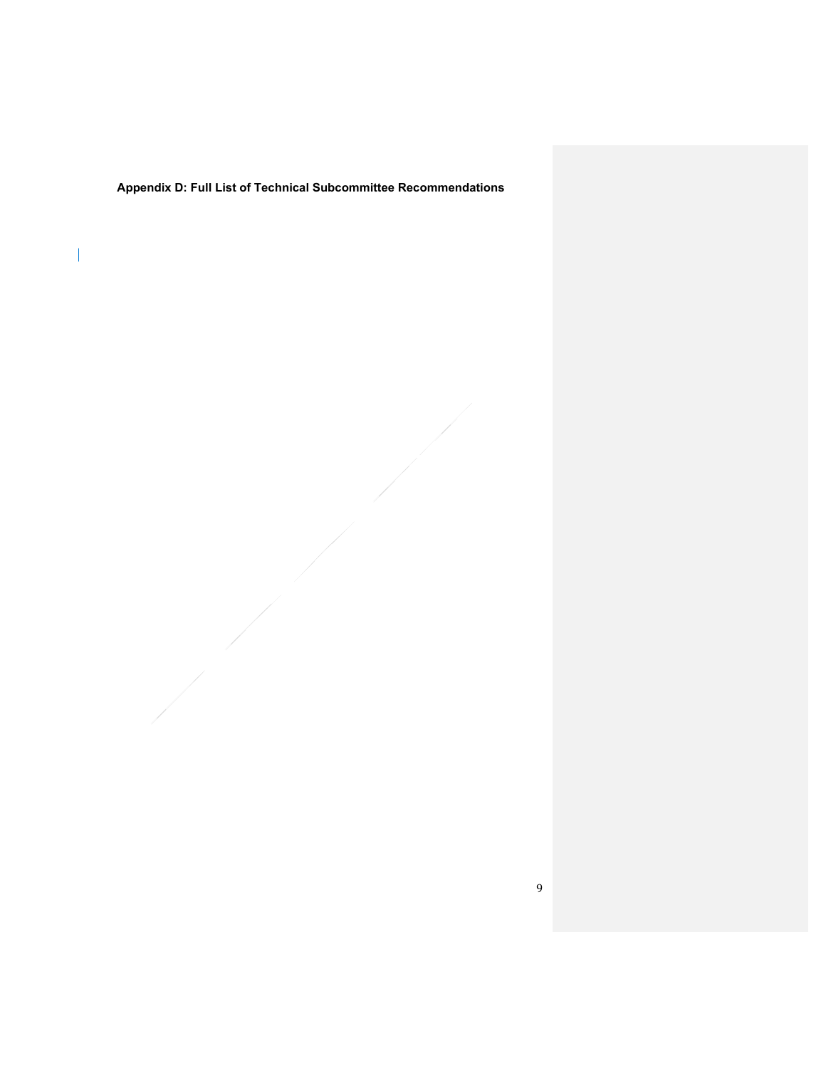**Appendix D: Full List of Technical Subcommittee Recommendations**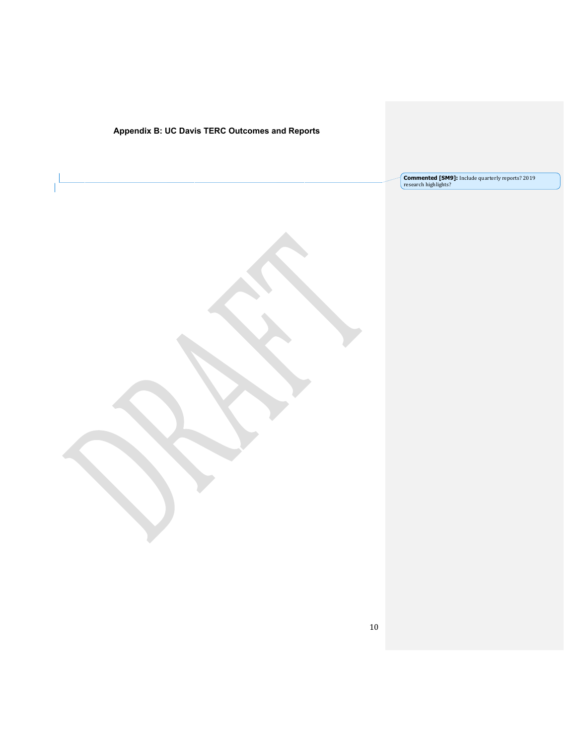## Appendix B: UC Davis TERC Outcomes and Reports

**Commented [SM9]:** Include quarterly reports? 2019 research highlights?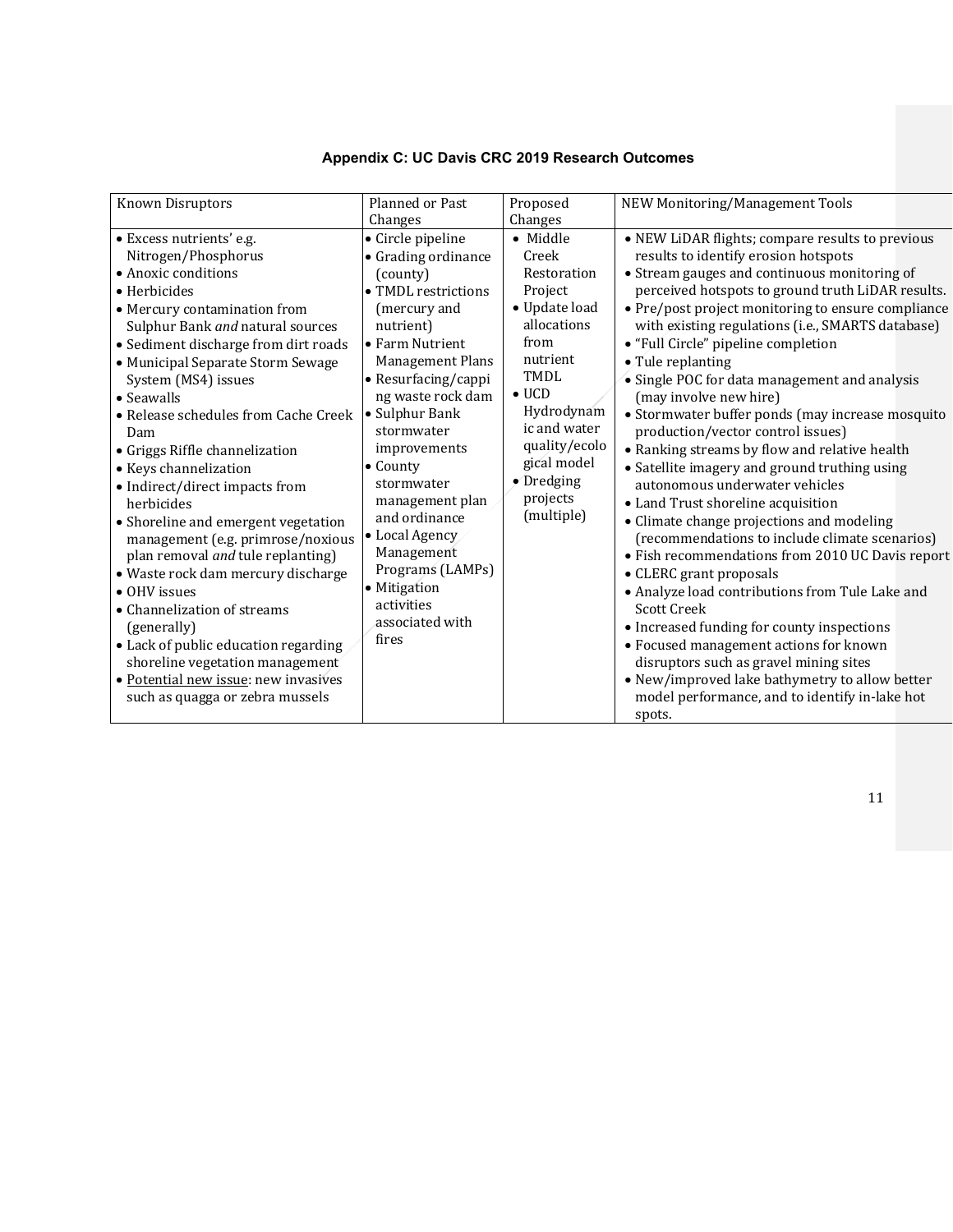## Appendix C: UC Davis CRC 2019 Research Outcomes

| Known Disruptors | Planned or Past Changes | Proposed Changes | NEW Monitoring/Management Tools |
|---|---|---|---|
| • Excess nutrients' e.g. Nitrogen/Phosphorus<br>• Anoxic conditions<br>• Herbicides<br>• Mercury contamination from Sulphur Bank *and* natural sources<br>• Sediment discharge from dirt roads<br>• Municipal Separate Storm Sewage System (MS4) issues<br>• Seawalls<br>• Release schedules from Cache Creek Dam<br>• Griggs Riffle channelization<br>• Keys channelization<br>• Indirect/direct impacts from herbicides<br>• Shoreline and emergent vegetation management (e.g. primrose/noxious plan removal *and* tule replanting)<br>• Waste rock dam mercury discharge<br>• OHV issues<br>• Channelization of streams (generally)<br>• Lack of public education regarding shoreline vegetation management<br>• <u>Potential new issue</u>: new invasives such as quagga or zebra mussels | • Circle pipeline<br>• Grading ordinance (county)<br>• TMDL restrictions (mercury and nutrient)<br>• Farm Nutrient Management Plans<br>• Resurfacing/capping waste rock dam<br>• Sulphur Bank stormwater improvements<br>• County stormwater management plan and ordinance<br>• Local Agency Management Programs (LAMPs)<br>• Mitigation activities associated with fires | • Middle Creek Restoration Project<br>• Update load allocations from nutrient TMDL<br>• UCD Hydrodynamic and water quality/ecological model<br>• Dredging projects (multiple) | • NEW LiDAR flights; compare results to previous results to identify erosion hotspots<br>• Stream gauges and continuous monitoring of perceived hotspots to ground truth LiDAR results.<br>• Pre/post project monitoring to ensure compliance with existing regulations (i.e., SMARTS database)<br>• "Full Circle" pipeline completion<br>• Tule replanting<br>• Single POC for data management and analysis (may involve new hire)<br>• Stormwater buffer ponds (may increase mosquito production/vector control issues)<br>• Ranking streams by flow and relative health<br>• Satellite imagery and ground truthing using autonomous underwater vehicles<br>• Land Trust shoreline acquisition<br>• Climate change projections and modeling (recommendations to include climate scenarios)<br>• Fish recommendations from 2010 UC Davis report<br>• CLERC grant proposals<br>• Analyze load contributions from Tule Lake and Scott Creek<br>• Increased funding for county inspections<br>• Focused management actions for known disruptors such as gravel mining sites<br>• New/improved lake bathymetry to allow better model performance, and to identify in-lake hot spots. |